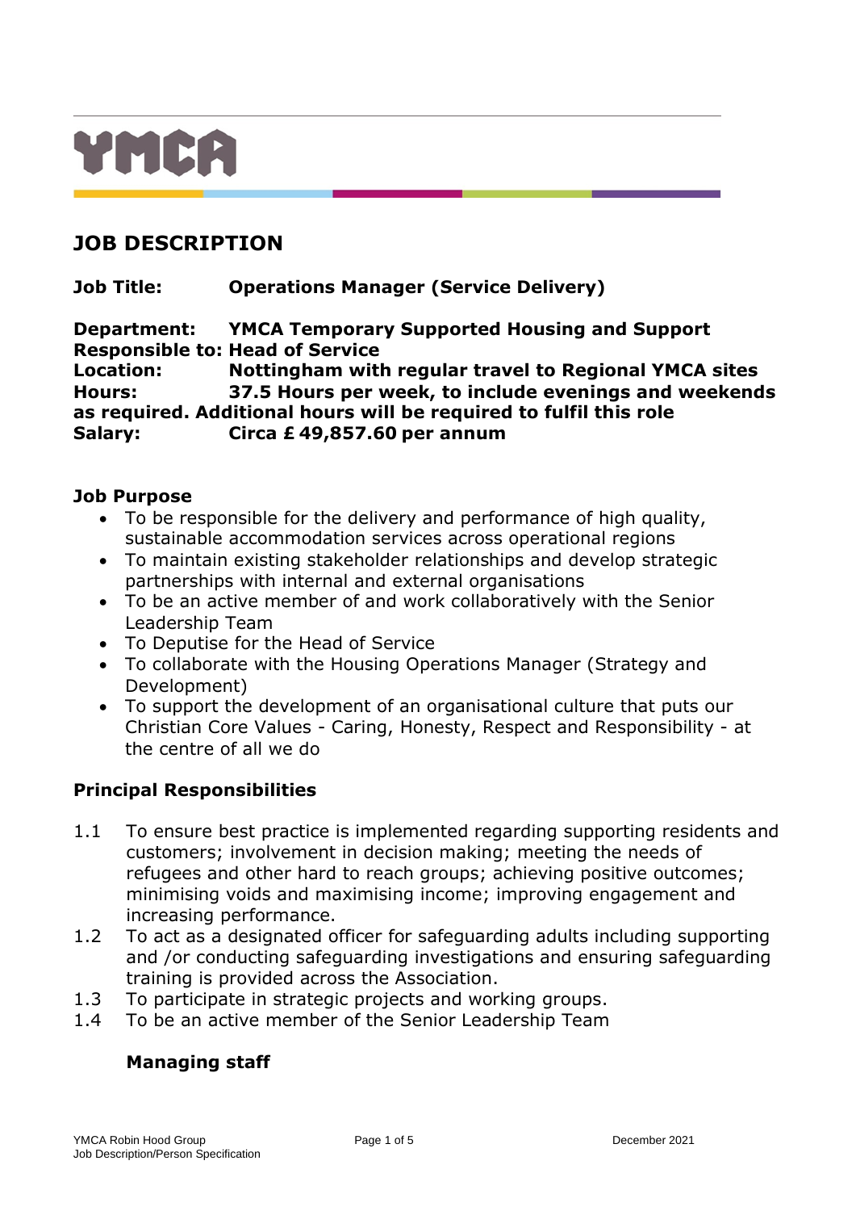YMCA

# JOB DESCRIPTION

**Job Title:** **Operations Manager (Service Delivery)**

**Department:** **YMCA Temporary Supported Housing and Support**
**Responsible to:** **Head of Service**
**Location:** **Nottingham with regular travel to Regional YMCA sites**
**Hours:** **37.5 Hours per week, to include evenings and weekends as required. Additional hours will be required to fulfil this role**
**Salary:** **Circa £ 49,857.60 per annum**

## Job Purpose

- To be responsible for the delivery and performance of high quality, sustainable accommodation services across operational regions
- To maintain existing stakeholder relationships and develop strategic partnerships with internal and external organisations
- To be an active member of and work collaboratively with the Senior Leadership Team
- To Deputise for the Head of Service
- To collaborate with the Housing Operations Manager (Strategy and Development)
- To support the development of an organisational culture that puts our Christian Core Values - Caring, Honesty, Respect and Responsibility - at the centre of all we do

## Principal Responsibilities

1.1 To ensure best practice is implemented regarding supporting residents and customers; involvement in decision making; meeting the needs of refugees and other hard to reach groups; achieving positive outcomes; minimising voids and maximising income; improving engagement and increasing performance.

1.2 To act as a designated officer for safeguarding adults including supporting and /or conducting safeguarding investigations and ensuring safeguarding training is provided across the Association.

1.3 To participate in strategic projects and working groups.

1.4 To be an active member of the Senior Leadership Team

### Managing staff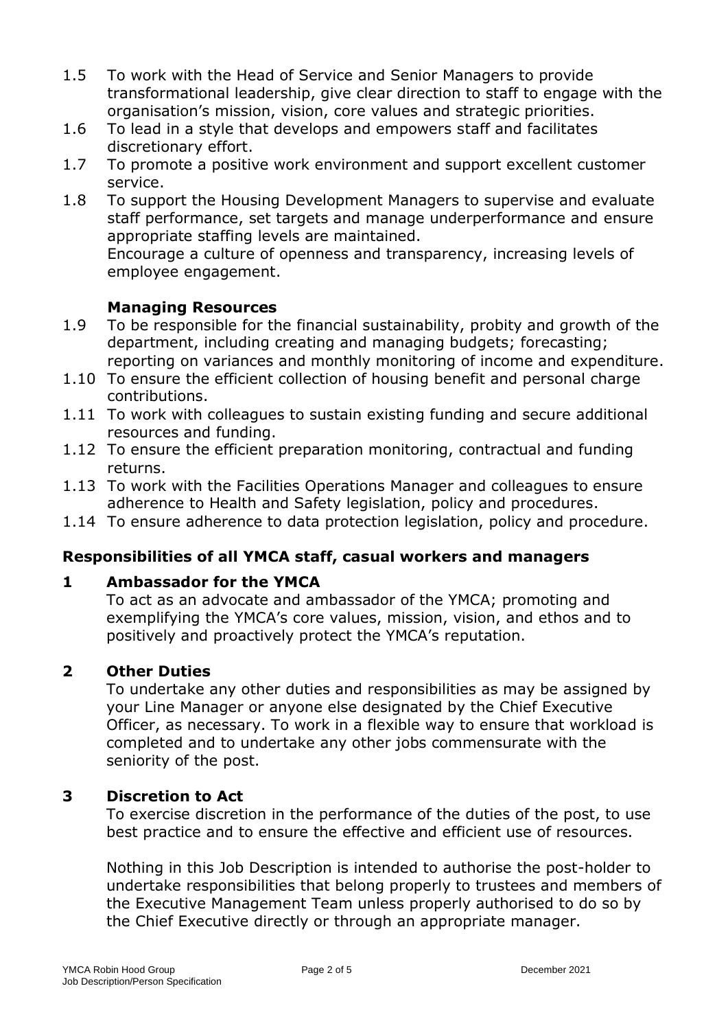1.5 To work with the Head of Service and Senior Managers to provide transformational leadership, give clear direction to staff to engage with the organisation's mission, vision, core values and strategic priorities.

1.6 To lead in a style that develops and empowers staff and facilitates discretionary effort.

1.7 To promote a positive work environment and support excellent customer service.

1.8 To support the Housing Development Managers to supervise and evaluate staff performance, set targets and manage underperformance and ensure appropriate staffing levels are maintained.
Encourage a culture of openness and transparency, increasing levels of employee engagement.

**Managing Resources**

1.9 To be responsible for the financial sustainability, probity and growth of the department, including creating and managing budgets; forecasting; reporting on variances and monthly monitoring of income and expenditure.

1.10 To ensure the efficient collection of housing benefit and personal charge contributions.

1.11 To work with colleagues to sustain existing funding and secure additional resources and funding.

1.12 To ensure the efficient preparation monitoring, contractual and funding returns.

1.13 To work with the Facilities Operations Manager and colleagues to ensure adherence to Health and Safety legislation, policy and procedures.

1.14 To ensure adherence to data protection legislation, policy and procedure.

## Responsibilities of all YMCA staff, casual workers and managers

### 1 Ambassador for the YMCA

To act as an advocate and ambassador of the YMCA; promoting and exemplifying the YMCA's core values, mission, vision, and ethos and to positively and proactively protect the YMCA's reputation.

### 2 Other Duties

To undertake any other duties and responsibilities as may be assigned by your Line Manager or anyone else designated by the Chief Executive Officer, as necessary. To work in a flexible way to ensure that workload is completed and to undertake any other jobs commensurate with the seniority of the post.

### 3 Discretion to Act

To exercise discretion in the performance of the duties of the post, to use best practice and to ensure the effective and efficient use of resources.

Nothing in this Job Description is intended to authorise the post-holder to undertake responsibilities that belong properly to trustees and members of the Executive Management Team unless properly authorised to do so by the Chief Executive directly or through an appropriate manager.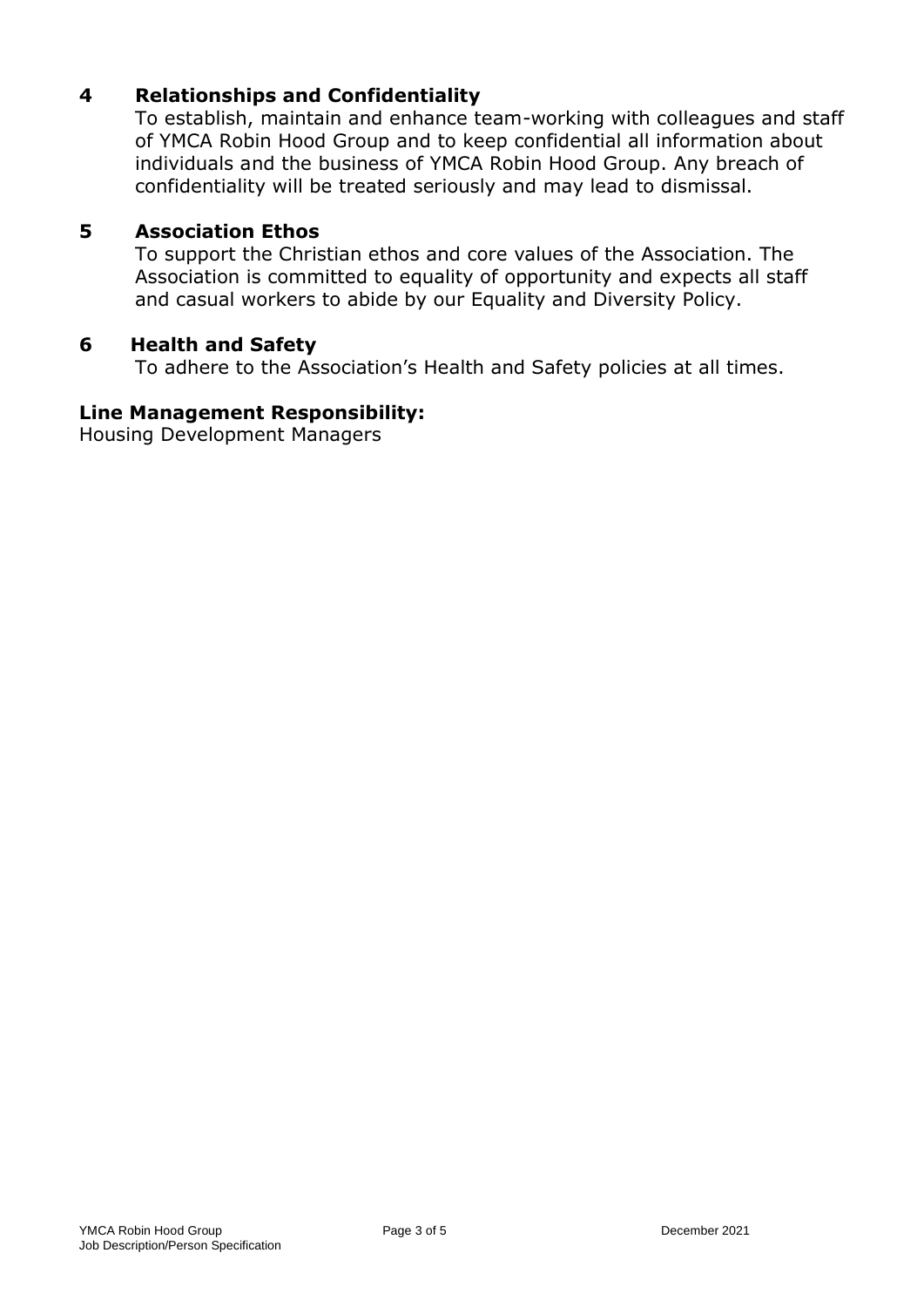## 4 Relationships and Confidentiality

To establish, maintain and enhance team-working with colleagues and staff of YMCA Robin Hood Group and to keep confidential all information about individuals and the business of YMCA Robin Hood Group. Any breach of confidentiality will be treated seriously and may lead to dismissal.

## 5 Association Ethos

To support the Christian ethos and core values of the Association. The Association is committed to equality of opportunity and expects all staff and casual workers to abide by our Equality and Diversity Policy.

## 6 Health and Safety

To adhere to the Association's Health and Safety policies at all times.

**Line Management Responsibility:**

Housing Development Managers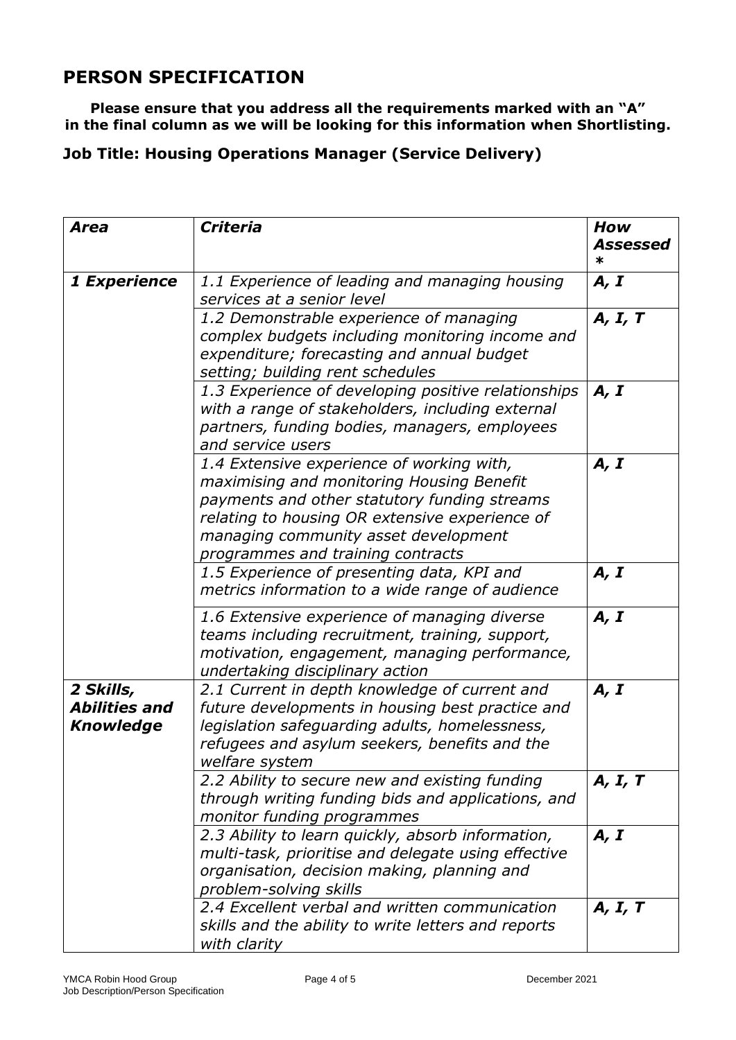# PERSON SPECIFICATION

**Please ensure that you address all the requirements marked with an "A" in the final column as we will be looking for this information when Shortlisting.**

## Job Title: Housing Operations Manager (Service Delivery)

| *Area* | *Criteria* | *How Assessed \** |
|---|---|---|
| ***1 Experience*** | *1.1 Experience of leading and managing housing services at a senior level* | ***A, I*** |
| | *1.2 Demonstrable experience of managing complex budgets including monitoring income and expenditure; forecasting and annual budget setting; building rent schedules* | ***A, I, T*** |
| | *1.3 Experience of developing positive relationships with a range of stakeholders, including external partners, funding bodies, managers, employees and service users* | ***A, I*** |
| | *1.4 Extensive experience of working with, maximising and monitoring Housing Benefit payments and other statutory funding streams relating to housing OR extensive experience of managing community asset development programmes and training contracts* | ***A, I*** |
| | *1.5 Experience of presenting data, KPI and metrics information to a wide range of audience* | ***A, I*** |
| | *1.6 Extensive experience of managing diverse teams including recruitment, training, support, motivation, engagement, managing performance, undertaking disciplinary action* | ***A, I*** |
| ***2 Skills, Abilities and Knowledge*** | *2.1 Current in depth knowledge of current and future developments in housing best practice and legislation safeguarding adults, homelessness, refugees and asylum seekers, benefits and the welfare system* | ***A, I*** |
| | *2.2 Ability to secure new and existing funding through writing funding bids and applications, and monitor funding programmes* | ***A, I, T*** |
| | *2.3 Ability to learn quickly, absorb information, multi-task, prioritise and delegate using effective organisation, decision making, planning and problem-solving skills* | ***A, I*** |
| | *2.4 Excellent verbal and written communication skills and the ability to write letters and reports with clarity* | ***A, I, T*** |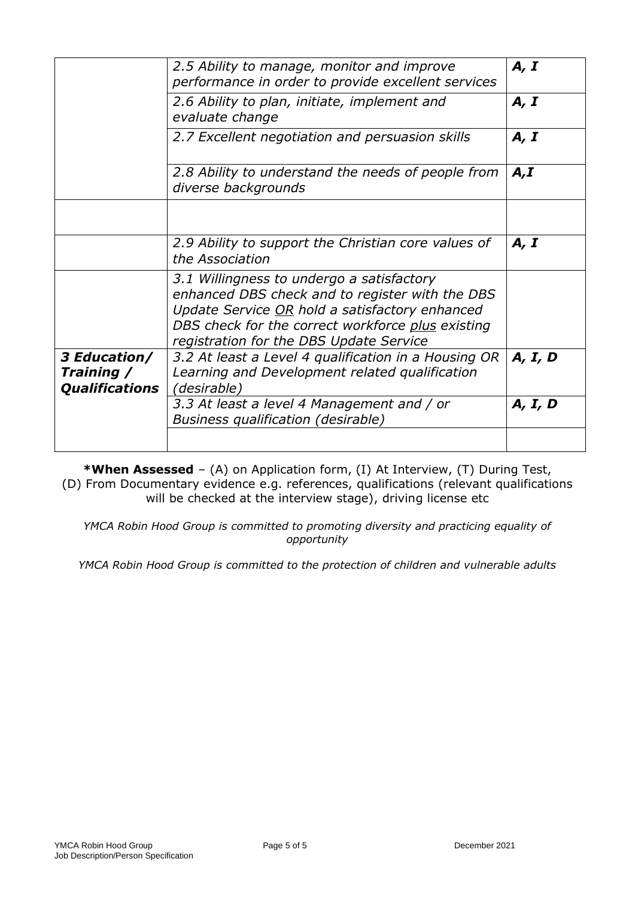| | | |
|---|---|---|
| | *2.5 Ability to manage, monitor and improve performance in order to provide excellent services* | ***A, I*** |
| | *2.6 Ability to plan, initiate, implement and evaluate change* | ***A, I*** |
| | *2.7 Excellent negotiation and persuasion skills* | ***A, I*** |
| | *2.8 Ability to understand the needs of people from diverse backgrounds* | ***A,I*** |
| | | |
| | *2.9 Ability to support the Christian core values of the Association* | ***A, I*** |
| | *3.1 Willingness to undergo a satisfactory enhanced DBS check and to register with the DBS Update Service OR hold a satisfactory enhanced DBS check for the correct workforce plus existing registration for the DBS Update Service* | |
| ***3 Education/ Training / Qualifications*** | *3.2 At least a Level 4 qualification in a Housing OR Learning and Development related qualification (desirable)* | ***A, I, D*** |
| | *3.3 At least a level 4 Management and / or Business qualification (desirable)* | ***A, I, D*** |
| | | |

**\*When Assessed** – (A) on Application form, (I) At Interview, (T) During Test, (D) From Documentary evidence e.g. references, qualifications (relevant qualifications will be checked at the interview stage), driving license etc

*YMCA Robin Hood Group is committed to promoting diversity and practicing equality of opportunity*

*YMCA Robin Hood Group is committed to the protection of children and vulnerable adults*